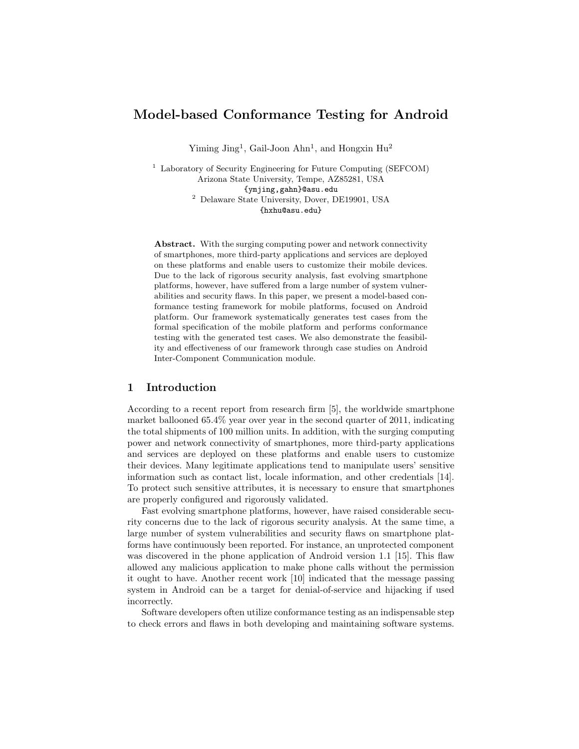# Model-based Conformance Testing for Android

Yiming Jing[1], Gail-Joon Ahn[1], and Hongxin Hu[2]

[1] Laboratory of Security Engineering for Future Computing (SEFCOM)
Arizona State University, Tempe, AZ85281, USA
{ymjing,gahn}@asu.edu

[2] Delaware State University, Dover, DE19901, USA
{hxhu@asu.edu}

**Abstract.** With the surging computing power and network connectivity of smartphones, more third-party applications and services are deployed on these platforms and enable users to customize their mobile devices. Due to the lack of rigorous security analysis, fast evolving smartphone platforms, however, have suffered from a large number of system vulnerabilities and security flaws. In this paper, we present a model-based conformance testing framework for mobile platforms, focused on Android platform. Our framework systematically generates test cases from the formal specification of the mobile platform and performs conformance testing with the generated test cases. We also demonstrate the feasibility and effectiveness of our framework through case studies on Android Inter-Component Communication module.

## 1 Introduction

According to a recent report from research firm [5], the worldwide smartphone market ballooned 65.4% year over year in the second quarter of 2011, indicating the total shipments of 100 million units. In addition, with the surging computing power and network connectivity of smartphones, more third-party applications and services are deployed on these platforms and enable users to customize their devices. Many legitimate applications tend to manipulate users' sensitive information such as contact list, locale information, and other credentials [14]. To protect such sensitive attributes, it is necessary to ensure that smartphones are properly configured and rigorously validated.

Fast evolving smartphone platforms, however, have raised considerable security concerns due to the lack of rigorous security analysis. At the same time, a large number of system vulnerabilities and security flaws on smartphone platforms have continuously been reported. For instance, an unprotected component was discovered in the phone application of Android version 1.1 [15]. This flaw allowed any malicious application to make phone calls without the permission it ought to have. Another recent work [10] indicated that the message passing system in Android can be a target for denial-of-service and hijacking if used incorrectly.

Software developers often utilize conformance testing as an indispensable step to check errors and flaws in both developing and maintaining software systems.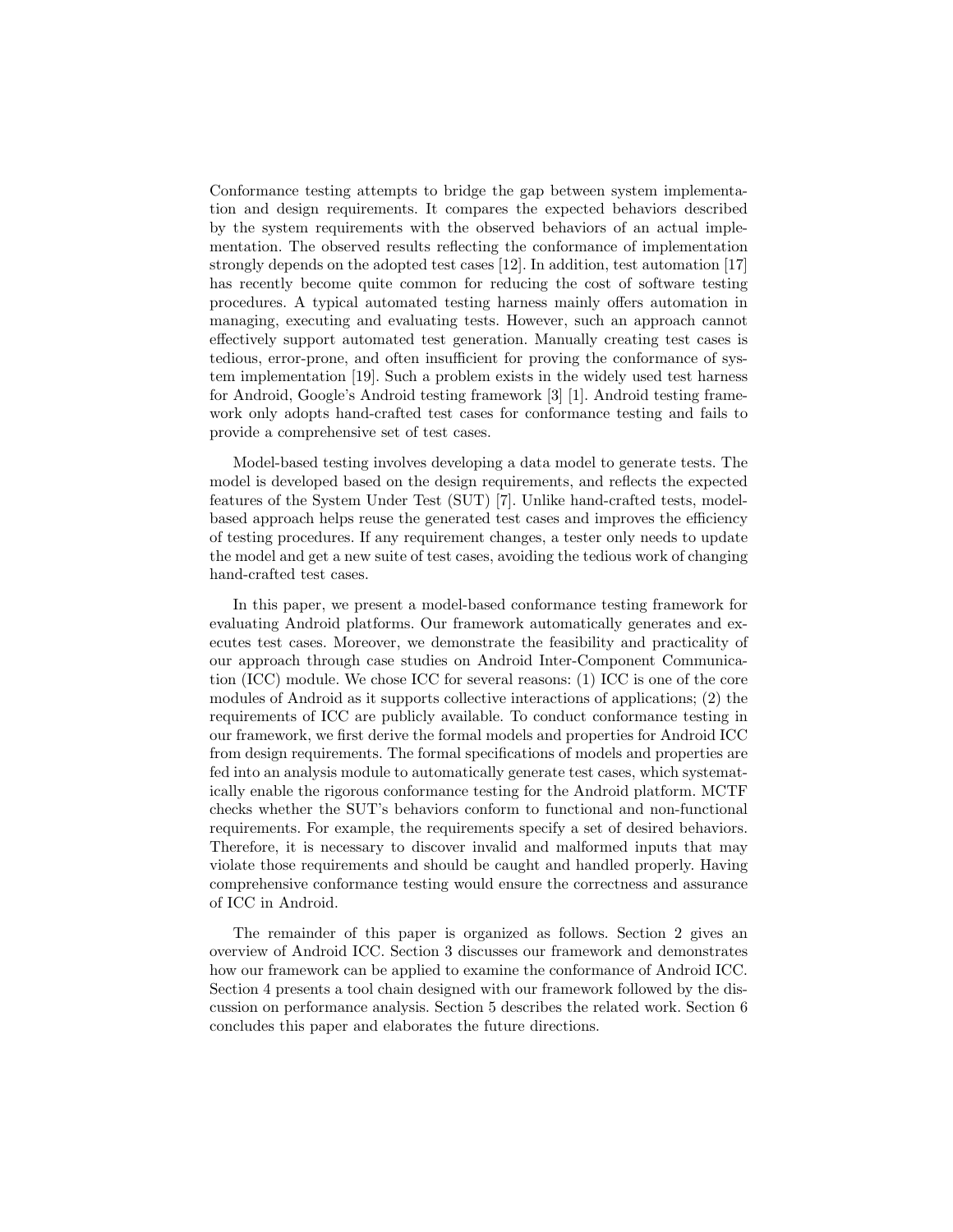Conformance testing attempts to bridge the gap between system implementation and design requirements. It compares the expected behaviors described by the system requirements with the observed behaviors of an actual implementation. The observed results reflecting the conformance of implementation strongly depends on the adopted test cases [12]. In addition, test automation [17] has recently become quite common for reducing the cost of software testing procedures. A typical automated testing harness mainly offers automation in managing, executing and evaluating tests. However, such an approach cannot effectively support automated test generation. Manually creating test cases is tedious, error-prone, and often insufficient for proving the conformance of system implementation [19]. Such a problem exists in the widely used test harness for Android, Google's Android testing framework [3] [1]. Android testing framework only adopts hand-crafted test cases for conformance testing and fails to provide a comprehensive set of test cases.

Model-based testing involves developing a data model to generate tests. The model is developed based on the design requirements, and reflects the expected features of the System Under Test (SUT) [7]. Unlike hand-crafted tests, model-based approach helps reuse the generated test cases and improves the efficiency of testing procedures. If any requirement changes, a tester only needs to update the model and get a new suite of test cases, avoiding the tedious work of changing hand-crafted test cases.

In this paper, we present a model-based conformance testing framework for evaluating Android platforms. Our framework automatically generates and executes test cases. Moreover, we demonstrate the feasibility and practicality of our approach through case studies on Android Inter-Component Communication (ICC) module. We chose ICC for several reasons: (1) ICC is one of the core modules of Android as it supports collective interactions of applications; (2) the requirements of ICC are publicly available. To conduct conformance testing in our framework, we first derive the formal models and properties for Android ICC from design requirements. The formal specifications of models and properties are fed into an analysis module to automatically generate test cases, which systematically enable the rigorous conformance testing for the Android platform. MCTF checks whether the SUT's behaviors conform to functional and non-functional requirements. For example, the requirements specify a set of desired behaviors. Therefore, it is necessary to discover invalid and malformed inputs that may violate those requirements and should be caught and handled properly. Having comprehensive conformance testing would ensure the correctness and assurance of ICC in Android.

The remainder of this paper is organized as follows. Section 2 gives an overview of Android ICC. Section 3 discusses our framework and demonstrates how our framework can be applied to examine the conformance of Android ICC. Section 4 presents a tool chain designed with our framework followed by the discussion on performance analysis. Section 5 describes the related work. Section 6 concludes this paper and elaborates the future directions.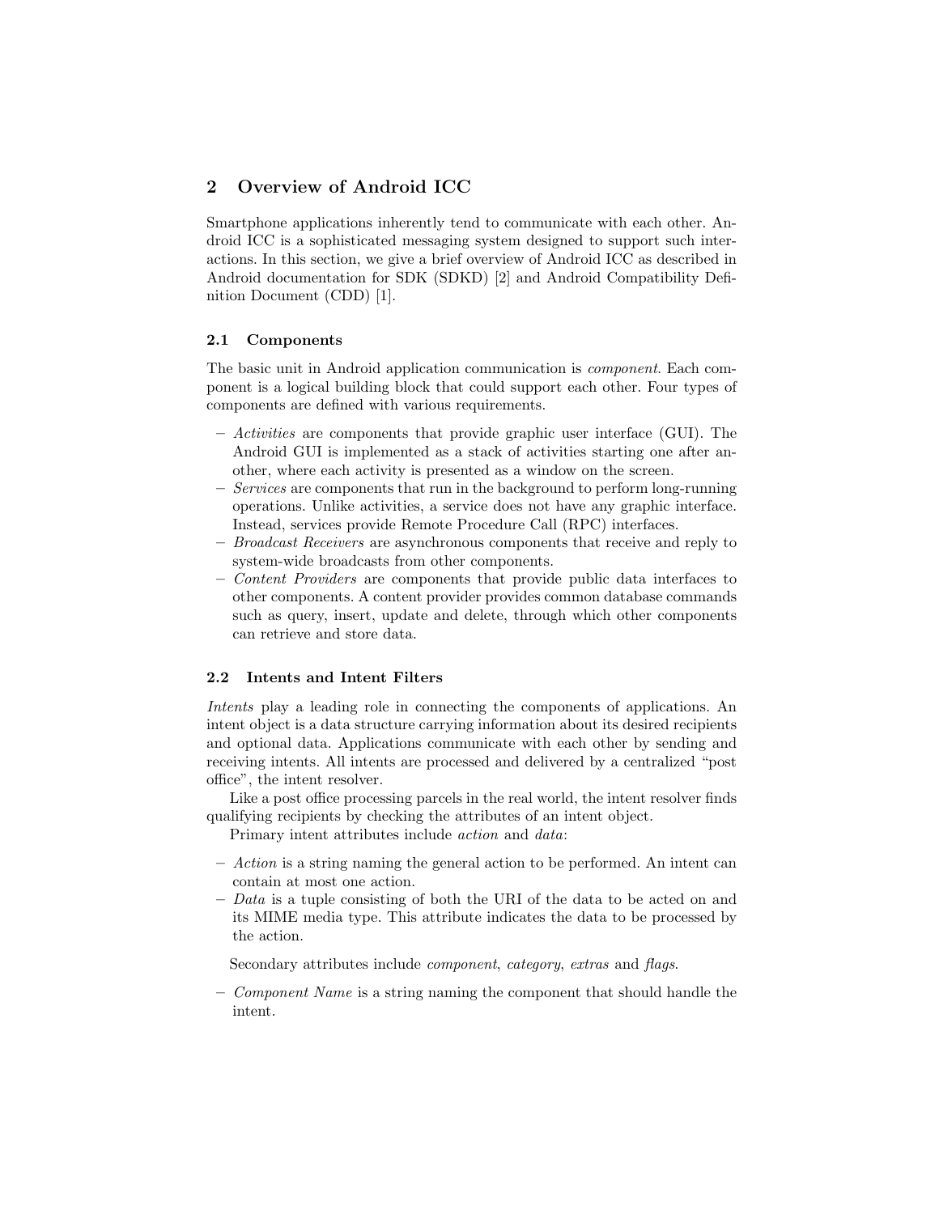## 2 Overview of Android ICC

Smartphone applications inherently tend to communicate with each other. Android ICC is a sophisticated messaging system designed to support such interactions. In this section, we give a brief overview of Android ICC as described in Android documentation for SDK (SDKD) [2] and Android Compatibility Definition Document (CDD) [1].

### 2.1 Components

The basic unit in Android application communication is *component*. Each component is a logical building block that could support each other. Four types of components are defined with various requirements.

- *Activities* are components that provide graphic user interface (GUI). The Android GUI is implemented as a stack of activities starting one after another, where each activity is presented as a window on the screen.
- *Services* are components that run in the background to perform long-running operations. Unlike activities, a service does not have any graphic interface. Instead, services provide Remote Procedure Call (RPC) interfaces.
- *Broadcast Receivers* are asynchronous components that receive and reply to system-wide broadcasts from other components.
- *Content Providers* are components that provide public data interfaces to other components. A content provider provides common database commands such as query, insert, update and delete, through which other components can retrieve and store data.

### 2.2 Intents and Intent Filters

*Intents* play a leading role in connecting the components of applications. An intent object is a data structure carrying information about its desired recipients and optional data. Applications communicate with each other by sending and receiving intents. All intents are processed and delivered by a centralized "post office", the intent resolver.

Like a post office processing parcels in the real world, the intent resolver finds qualifying recipients by checking the attributes of an intent object.

Primary intent attributes include *action* and *data*:

- *Action* is a string naming the general action to be performed. An intent can contain at most one action.
- *Data* is a tuple consisting of both the URI of the data to be acted on and its MIME media type. This attribute indicates the data to be processed by the action.

Secondary attributes include *component*, *category*, *extras* and *flags*.

- *Component Name* is a string naming the component that should handle the intent.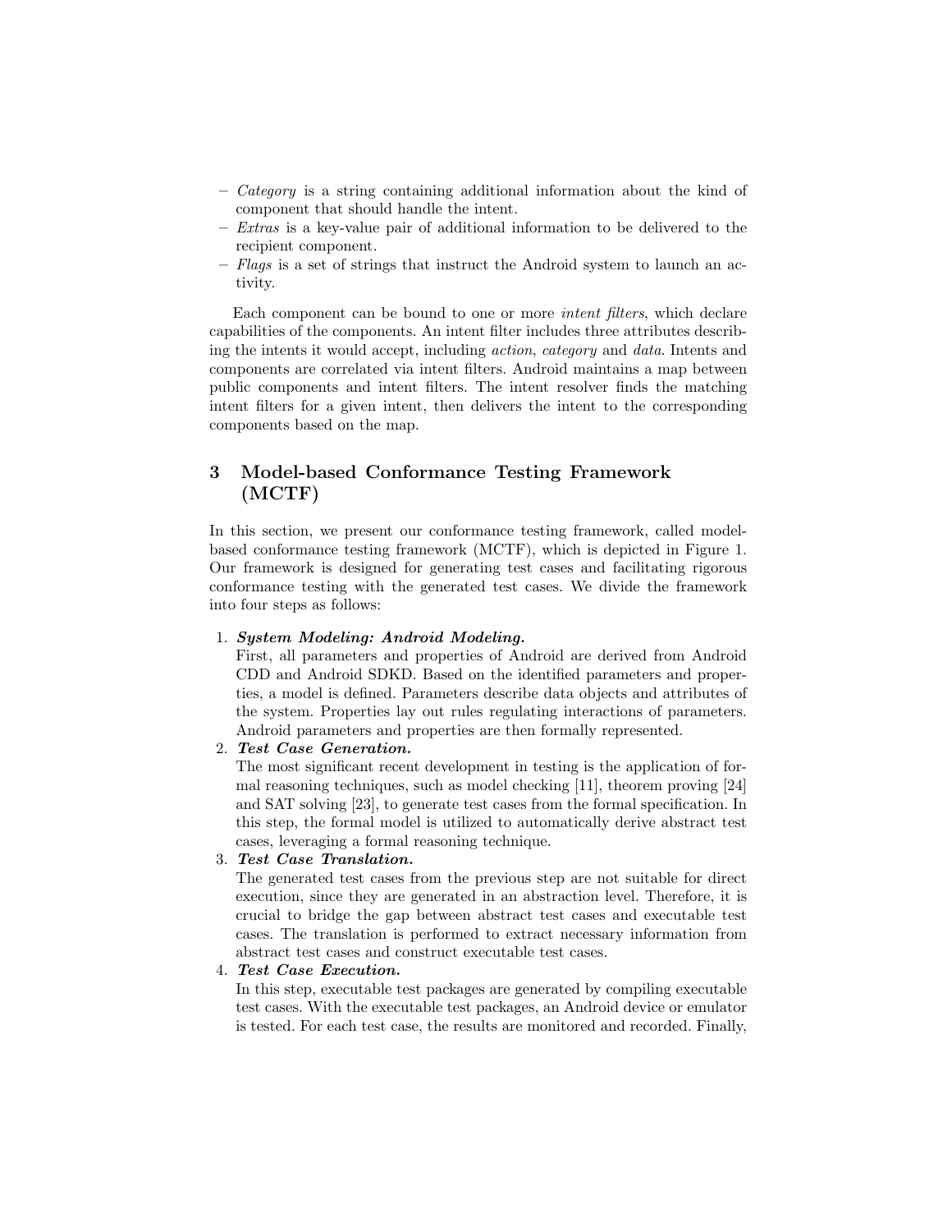- *Category* is a string containing additional information about the kind of component that should handle the intent.
- *Extras* is a key-value pair of additional information to be delivered to the recipient component.
- *Flags* is a set of strings that instruct the Android system to launch an activity.

Each component can be bound to one or more *intent filters*, which declare capabilities of the components. An intent filter includes three attributes describing the intents it would accept, including *action*, *category* and *data*. Intents and components are correlated via intent filters. Android maintains a map between public components and intent filters. The intent resolver finds the matching intent filters for a given intent, then delivers the intent to the corresponding components based on the map.

## 3 Model-based Conformance Testing Framework (MCTF)

In this section, we present our conformance testing framework, called model-based conformance testing framework (MCTF), which is depicted in Figure 1. Our framework is designed for generating test cases and facilitating rigorous conformance testing with the generated test cases. We divide the framework into four steps as follows:

1. ***System Modeling: Android Modeling.***
   First, all parameters and properties of Android are derived from Android CDD and Android SDKD. Based on the identified parameters and properties, a model is defined. Parameters describe data objects and attributes of the system. Properties lay out rules regulating interactions of parameters. Android parameters and properties are then formally represented.
2. ***Test Case Generation.***
   The most significant recent development in testing is the application of formal reasoning techniques, such as model checking [11], theorem proving [24] and SAT solving [23], to generate test cases from the formal specification. In this step, the formal model is utilized to automatically derive abstract test cases, leveraging a formal reasoning technique.
3. ***Test Case Translation.***
   The generated test cases from the previous step are not suitable for direct execution, since they are generated in an abstraction level. Therefore, it is crucial to bridge the gap between abstract test cases and executable test cases. The translation is performed to extract necessary information from abstract test cases and construct executable test cases.
4. ***Test Case Execution.***
   In this step, executable test packages are generated by compiling executable test cases. With the executable test packages, an Android device or emulator is tested. For each test case, the results are monitored and recorded. Finally,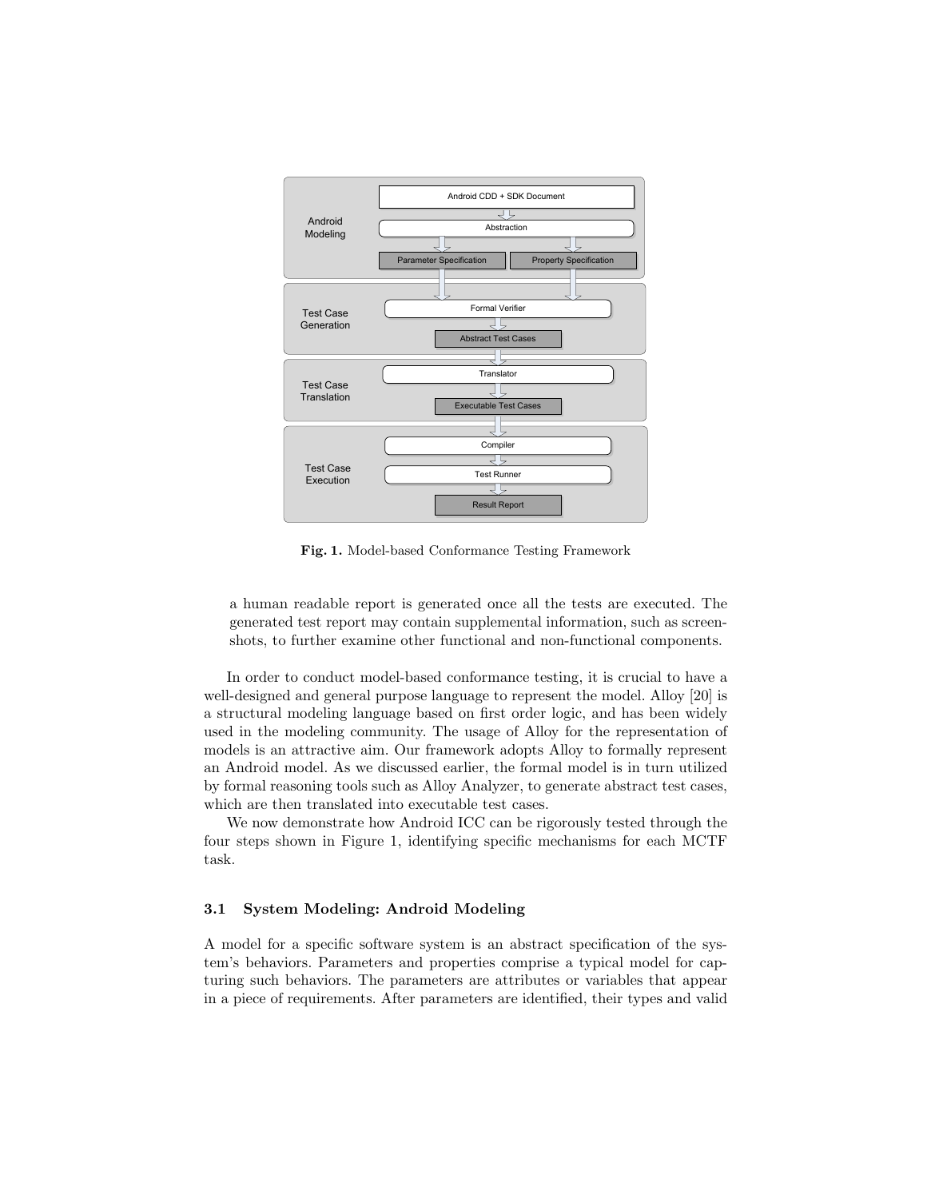Android Modeling

Android CDD + SDK Document

Abstraction

Parameter Specification

Property Specification

Test Case Generation

Formal Verifier

Abstract Test Cases

Test Case Translation

Translator

Executable Test Cases

Test Case Execution

Compiler

Test Runner

Result Report

**Fig. 1.** Model-based Conformance Testing Framework

a human readable report is generated once all the tests are executed. The generated test report may contain supplemental information, such as screenshots, to further examine other functional and non-functional components.

In order to conduct model-based conformance testing, it is crucial to have a well-designed and general purpose language to represent the model. Alloy [20] is a structural modeling language based on first order logic, and has been widely used in the modeling community. The usage of Alloy for the representation of models is an attractive aim. Our framework adopts Alloy to formally represent an Android model. As we discussed earlier, the formal model is in turn utilized by formal reasoning tools such as Alloy Analyzer, to generate abstract test cases, which are then translated into executable test cases.

We now demonstrate how Android ICC can be rigorously tested through the four steps shown in Figure 1, identifying specific mechanisms for each MCTF task.

### 3.1 System Modeling: Android Modeling

A model for a specific software system is an abstract specification of the system's behaviors. Parameters and properties comprise a typical model for capturing such behaviors. The parameters are attributes or variables that appear in a piece of requirements. After parameters are identified, their types and valid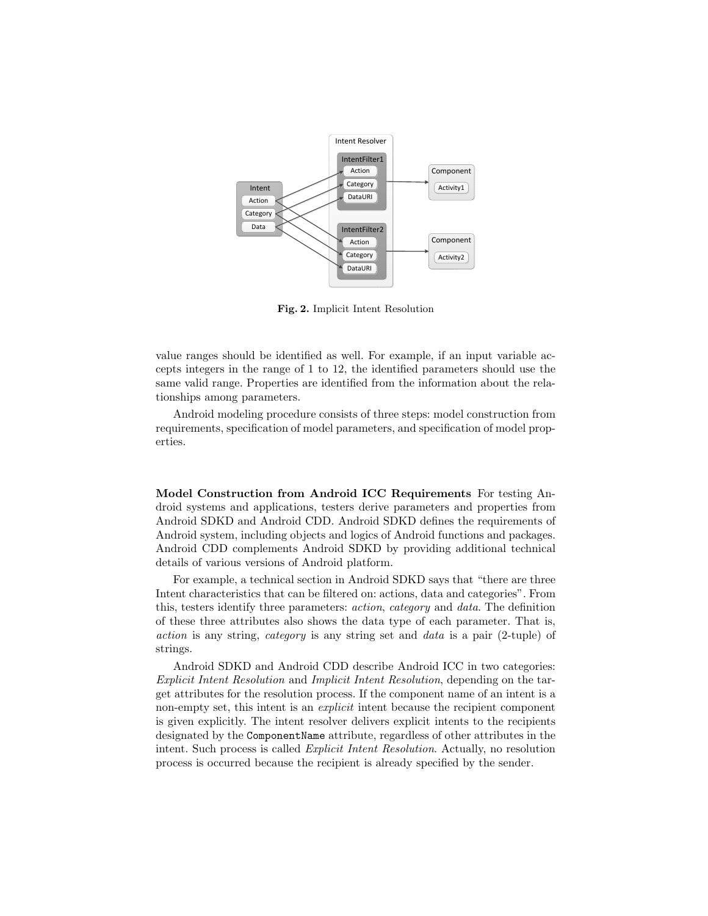Intent Resolver

IntentFilter1

Action

Category

DataURI

Component

Activity1

Intent

Action

Category

Data

IntentFilter2

Action

Category

DataURI

Component

Activity2

**Fig. 2.** Implicit Intent Resolution

value ranges should be identified as well. For example, if an input variable accepts integers in the range of 1 to 12, the identified parameters should use the same valid range. Properties are identified from the information about the relationships among parameters.

Android modeling procedure consists of three steps: model construction from requirements, specification of model parameters, and specification of model properties.

**Model Construction from Android ICC Requirements** For testing Android systems and applications, testers derive parameters and properties from Android SDKD and Android CDD. Android SDKD defines the requirements of Android system, including objects and logics of Android functions and packages. Android CDD complements Android SDKD by providing additional technical details of various versions of Android platform.

For example, a technical section in Android SDKD says that "there are three Intent characteristics that can be filtered on: actions, data and categories". From this, testers identify three parameters: *action*, *category* and *data*. The definition of these three attributes also shows the data type of each parameter. That is, *action* is any string, *category* is any string set and *data* is a pair (2-tuple) of strings.

Android SDKD and Android CDD describe Android ICC in two categories: *Explicit Intent Resolution* and *Implicit Intent Resolution*, depending on the target attributes for the resolution process. If the component name of an intent is a non-empty set, this intent is an *explicit* intent because the recipient component is given explicitly. The intent resolver delivers explicit intents to the recipients designated by the `ComponentName` attribute, regardless of other attributes in the intent. Such process is called *Explicit Intent Resolution*. Actually, no resolution process is occurred because the recipient is already specified by the sender.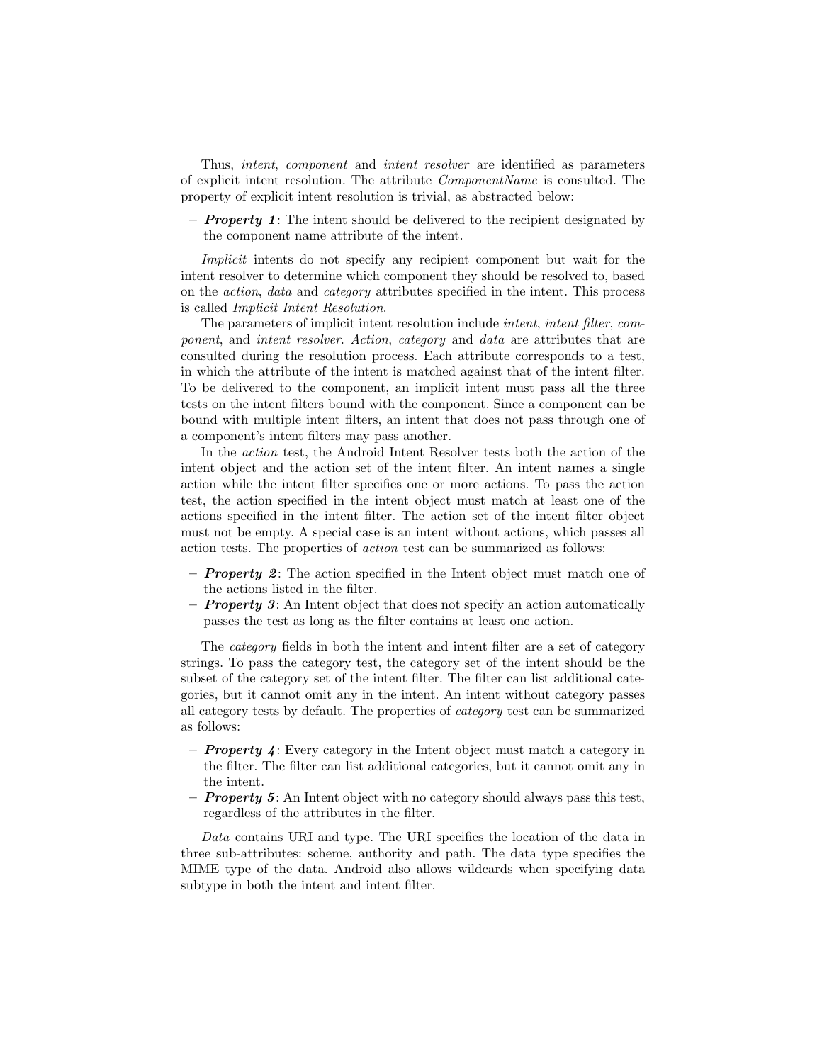Thus, *intent*, *component* and *intent resolver* are identified as parameters of explicit intent resolution. The attribute *ComponentName* is consulted. The property of explicit intent resolution is trivial, as abstracted below:

- ***Property 1***: The intent should be delivered to the recipient designated by the component name attribute of the intent.

*Implicit* intents do not specify any recipient component but wait for the intent resolver to determine which component they should be resolved to, based on the *action*, *data* and *category* attributes specified in the intent. This process is called *Implicit Intent Resolution*.

The parameters of implicit intent resolution include *intent*, *intent filter*, *component*, and *intent resolver*. *Action*, *category* and *data* are attributes that are consulted during the resolution process. Each attribute corresponds to a test, in which the attribute of the intent is matched against that of the intent filter. To be delivered to the component, an implicit intent must pass all the three tests on the intent filters bound with the component. Since a component can be bound with multiple intent filters, an intent that does not pass through one of a component's intent filters may pass another.

In the *action* test, the Android Intent Resolver tests both the action of the intent object and the action set of the intent filter. An intent names a single action while the intent filter specifies one or more actions. To pass the action test, the action specified in the intent object must match at least one of the actions specified in the intent filter. The action set of the intent filter object must not be empty. A special case is an intent without actions, which passes all action tests. The properties of *action* test can be summarized as follows:

- ***Property 2***: The action specified in the Intent object must match one of the actions listed in the filter.
- ***Property 3***: An Intent object that does not specify an action automatically passes the test as long as the filter contains at least one action.

The *category* fields in both the intent and intent filter are a set of category strings. To pass the category test, the category set of the intent should be the subset of the category set of the intent filter. The filter can list additional categories, but it cannot omit any in the intent. An intent without category passes all category tests by default. The properties of *category* test can be summarized as follows:

- ***Property 4***: Every category in the Intent object must match a category in the filter. The filter can list additional categories, but it cannot omit any in the intent.
- ***Property 5***: An Intent object with no category should always pass this test, regardless of the attributes in the filter.

*Data* contains URI and type. The URI specifies the location of the data in three sub-attributes: scheme, authority and path. The data type specifies the MIME type of the data. Android also allows wildcards when specifying data subtype in both the intent and intent filter.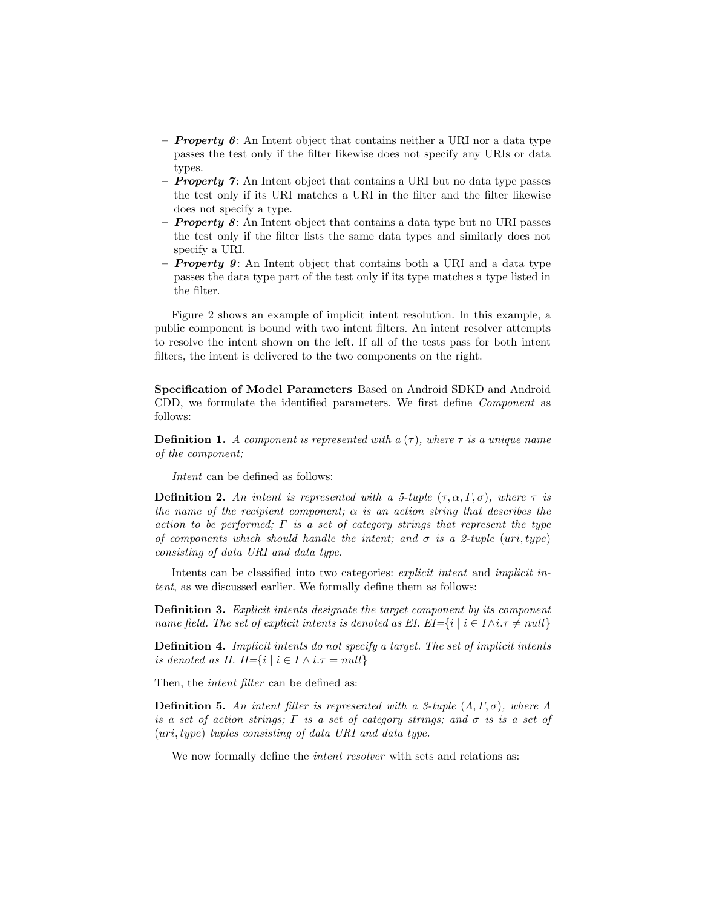- ***Property 6***: An Intent object that contains neither a URI nor a data type passes the test only if the filter likewise does not specify any URIs or data types.
- ***Property 7***: An Intent object that contains a URI but no data type passes the test only if its URI matches a URI in the filter and the filter likewise does not specify a type.
- ***Property 8***: An Intent object that contains a data type but no URI passes the test only if the filter lists the same data types and similarly does not specify a URI.
- ***Property 9***: An Intent object that contains both a URI and a data type passes the data type part of the test only if its type matches a type listed in the filter.

Figure 2 shows an example of implicit intent resolution. In this example, a public component is bound with two intent filters. An intent resolver attempts to resolve the intent shown on the left. If all of the tests pass for both intent filters, the intent is delivered to the two components on the right.

**Specification of Model Parameters** Based on Android SDKD and Android CDD, we formulate the identified parameters. We first define *Component* as follows:

**Definition 1.** *A component is represented with a* $(\tau)$*, where* $\tau$ *is a unique name of the component;*

*Intent* can be defined as follows:

**Definition 2.** *An intent is represented with a 5-tuple* $(\tau, \alpha, \Gamma, \sigma)$*, where* $\tau$ *is the name of the recipient component;* $\alpha$ *is an action string that describes the action to be performed;* $\Gamma$ *is a set of category strings that represent the type of components which should handle the intent; and* $\sigma$ *is a 2-tuple* $(uri, type)$ *consisting of data URI and data type.*

Intents can be classified into two categories: *explicit intent* and *implicit intent*, as we discussed earlier. We formally define them as follows:

**Definition 3.** *Explicit intents designate the target component by its component name field. The set of explicit intents is denoted as EI.* $EI = \{i \mid i \in I \wedge i.\tau \neq null\}$

**Definition 4.** *Implicit intents do not specify a target. The set of implicit intents is denoted as II.* $II = \{i \mid i \in I \wedge i.\tau = null\}$

Then, the *intent filter* can be defined as:

**Definition 5.** *An intent filter is represented with a 3-tuple* $(\Lambda, \Gamma, \sigma)$*, where* $\Lambda$ *is a set of action strings;* $\Gamma$ *is a set of category strings; and* $\sigma$ *is is a set of* $(uri, type)$ *tuples consisting of data URI and data type.*

We now formally define the *intent resolver* with sets and relations as: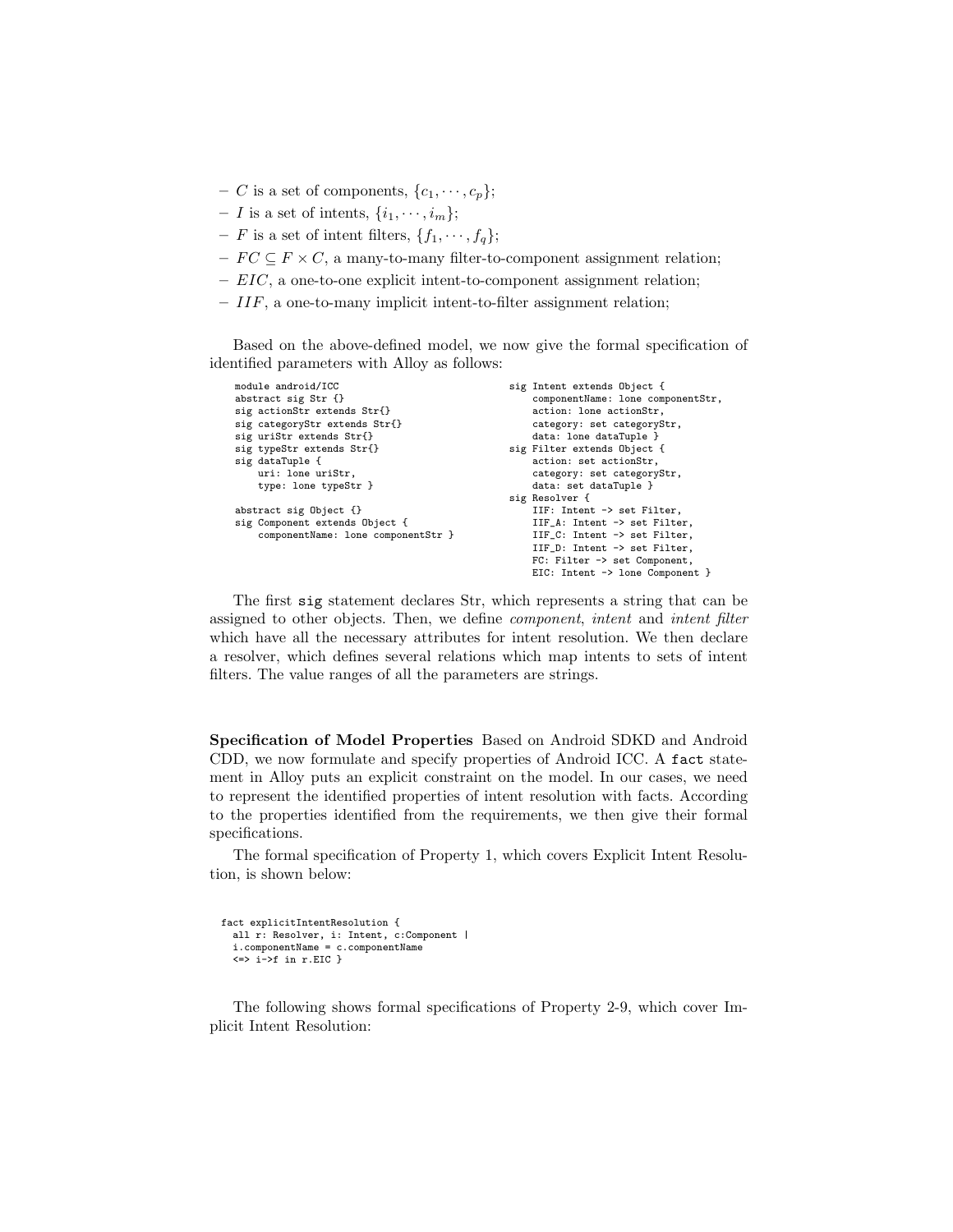- $C$ is a set of components, $\{c_1, \cdots, c_p\}$;
- $I$ is a set of intents, $\{i_1, \cdots, i_m\}$;
- $F$ is a set of intent filters, $\{f_1, \cdots, f_q\}$;
- $FC \subseteq F \times C$, a many-to-many filter-to-component assignment relation;
- $EIC$, a one-to-one explicit intent-to-component assignment relation;
- $IIF$, a one-to-many implicit intent-to-filter assignment relation;

Based on the above-defined model, we now give the formal specification of identified parameters with Alloy as follows:

```
module android/ICC
abstract sig Str {}
sig actionStr extends Str{}
sig categoryStr extends Str{}
sig uriStr extends Str{}
sig typeStr extends Str{}
sig dataTuple {
    uri: lone uriStr,
    type: lone typeStr }

abstract sig Object {}
sig Component extends Object {
    componentName: lone componentStr }

sig Intent extends Object {
    componentName: lone componentStr,
    action: lone actionStr,
    category: set categoryStr,
    data: lone dataTuple }
sig Filter extends Object {
    action: set actionStr,
    category: set categoryStr,
    data: set dataTuple }
sig Resolver {
    IIF: Intent -> set Filter,
    IIF_A: Intent -> set Filter,
    IIF_C: Intent -> set Filter,
    IIF_D: Intent -> set Filter,
    FC: Filter -> set Component,
    EIC: Intent -> lone Component }
```

The first `sig` statement declares Str, which represents a string that can be assigned to other objects. Then, we define *component*, *intent* and *intent filter* which have all the necessary attributes for intent resolution. We then declare a resolver, which defines several relations which map intents to sets of intent filters. The value ranges of all the parameters are strings.

**Specification of Model Properties** Based on Android SDKD and Android CDD, we now formulate and specify properties of Android ICC. A `fact` statement in Alloy puts an explicit constraint on the model. In our cases, we need to represent the identified properties of intent resolution with facts. According to the properties identified from the requirements, we then give their formal specifications.

The formal specification of Property 1, which covers Explicit Intent Resolution, is shown below:

```
fact explicitIntentResolution {
  all r: Resolver, i: Intent, c:Component |
  i.componentName = c.componentName
  <=> i->f in r.EIC }
```

The following shows formal specifications of Property 2-9, which cover Implicit Intent Resolution: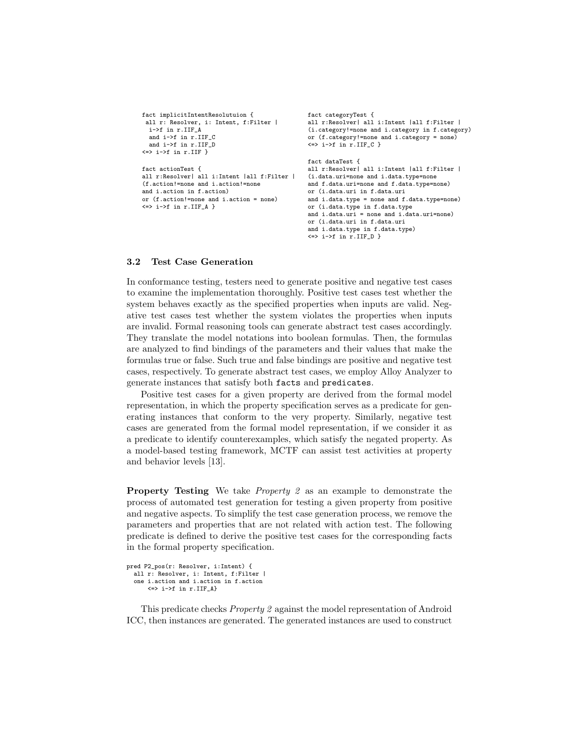```
fact implicitIntentResolutuion {
 all r: Resolver, i: Intent, f:Filter |
  i->f in r.IIF_A
  and i->f in r.IIF_C
  and i->f in r.IIF_D
<=> i->f in r.IIF }

fact actionTest {
all r:Resolver| all i:Intent |all f:Filter |
(f.action!=none and i.action!=none
and i.action in f.action)
or (f.action!=none and i.action = none)
<=> i->f in r.IIF_A }
```

```
fact categoryTest {
all r:Resolver| all i:Intent |all f:Filter |
(i.category!=none and i.category in f.category)
or (f.category!=none and i.category = none)
<=> i->f in r.IIF_C }

fact dataTest {
all r:Resolver| all i:Intent |all f:Filter |
(i.data.uri=none and i.data.type=none
and f.data.uri=none and f.data.type=none)
or (i.data.uri in f.data.uri
and i.data.type = none and f.data.type=none)
or (i.data.type in f.data.type
and i.data.uri = none and i.data.uri=none)
or (i.data.uri in f.data.uri
and i.data.type in f.data.type)
<=> i->f in r.IIF_D }
```

### 3.2 Test Case Generation

In conformance testing, testers need to generate positive and negative test cases to examine the implementation thoroughly. Positive test cases test whether the system behaves exactly as the specified properties when inputs are valid. Negative test cases test whether the system violates the properties when inputs are invalid. Formal reasoning tools can generate abstract test cases accordingly. They translate the model notations into boolean formulas. Then, the formulas are analyzed to find bindings of the parameters and their values that make the formulas true or false. Such true and false bindings are positive and negative test cases, respectively. To generate abstract test cases, we employ Alloy Analyzer to generate instances that satisfy both `facts` and `predicates`.

Positive test cases for a given property are derived from the formal model representation, in which the property specification serves as a predicate for generating instances that conform to the very property. Similarly, negative test cases are generated from the formal model representation, if we consider it as a predicate to identify counterexamples, which satisfy the negated property. As a model-based testing framework, MCTF can assist test activities at property and behavior levels [13].

**Property Testing** We take *Property 2* as an example to demonstrate the process of automated test generation for testing a given property from positive and negative aspects. To simplify the test case generation process, we remove the parameters and properties that are not related with action test. The following predicate is defined to derive the positive test cases for the corresponding facts in the formal property specification.

```
pred P2_pos(r: Resolver, i:Intent) {
  all r: Resolver, i: Intent, f:Filter |
  one i.action and i.action in f.action
      <=> i->f in r.IIF_A}
```

This predicate checks *Property 2* against the model representation of Android ICC, then instances are generated. The generated instances are used to construct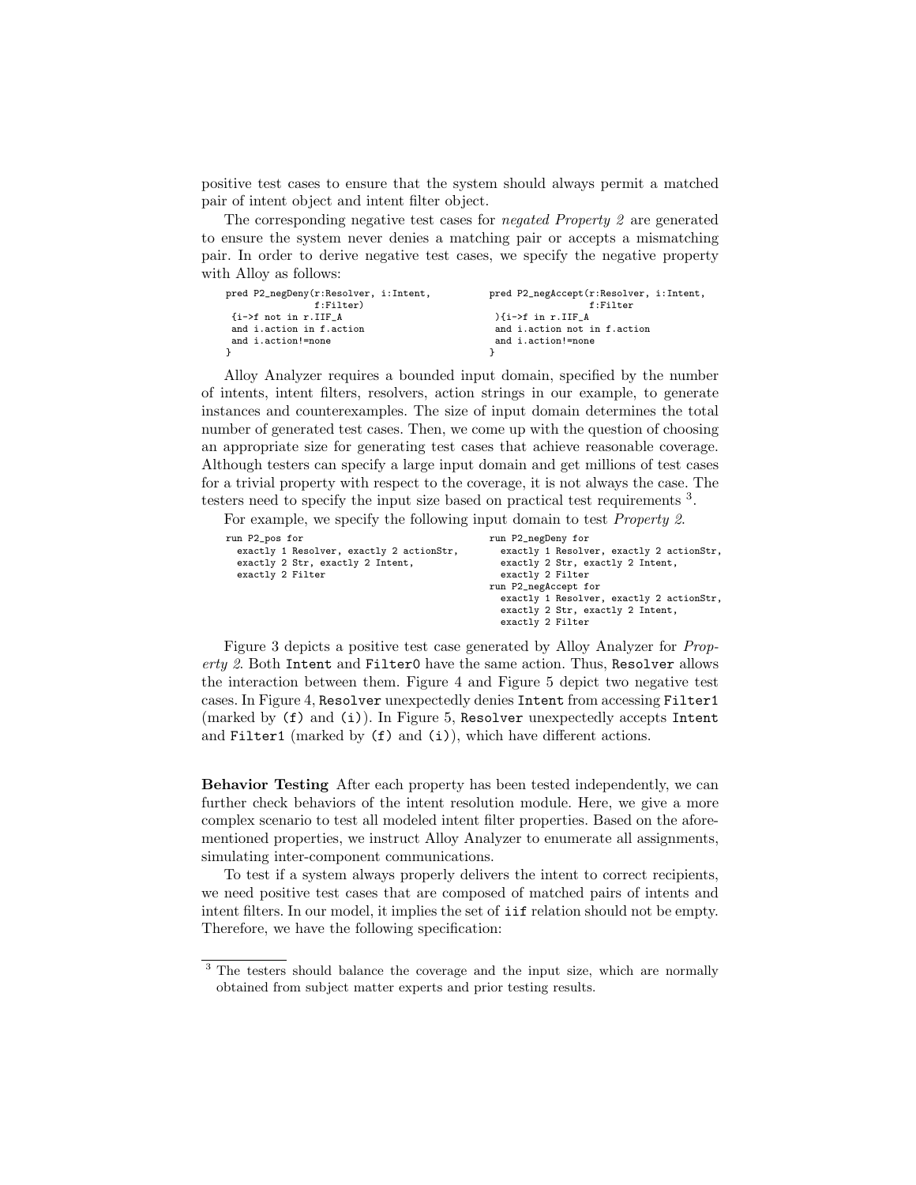positive test cases to ensure that the system should always permit a matched pair of intent object and intent filter object.

The corresponding negative test cases for *negated Property 2* are generated to ensure the system never denies a matching pair or accepts a mismatching pair. In order to derive negative test cases, we specify the negative property with Alloy as follows:

```
pred P2_negDeny(r:Resolver, i:Intent,
                f:Filter)
 {i->f not in r.IIF_A
 and i.action in f.action
 and i.action!=none
}
```

```
pred P2_negAccept(r:Resolver, i:Intent,
                  f:Filter
 ){i->f in r.IIF_A
 and i.action not in f.action
 and i.action!=none
}
```

Alloy Analyzer requires a bounded input domain, specified by the number of intents, intent filters, resolvers, action strings in our example, to generate instances and counterexamples. The size of input domain determines the total number of generated test cases. Then, we come up with the question of choosing an appropriate size for generating test cases that achieve reasonable coverage. Although testers can specify a large input domain and get millions of test cases for a trivial property with respect to the coverage, it is not always the case. The testers need to specify the input size based on practical test requirements [3].

For example, we specify the following input domain to test *Property 2*.

```
run P2_pos for
  exactly 1 Resolver, exactly 2 actionStr,
  exactly 2 Str, exactly 2 Intent,
  exactly 2 Filter
```

```
run P2_negDeny for
  exactly 1 Resolver, exactly 2 actionStr,
  exactly 2 Str, exactly 2 Intent,
  exactly 2 Filter
run P2_negAccept for
  exactly 1 Resolver, exactly 2 actionStr,
  exactly 2 Str, exactly 2 Intent,
  exactly 2 Filter
```

Figure 3 depicts a positive test case generated by Alloy Analyzer for *Property 2*. Both `Intent` and `Filter0` have the same action. Thus, `Resolver` allows the interaction between them. Figure 4 and Figure 5 depict two negative test cases. In Figure 4, `Resolver` unexpectedly denies `Intent` from accessing `Filter1` (marked by `(f)` and `(i)`). In Figure 5, `Resolver` unexpectedly accepts `Intent` and `Filter1` (marked by `(f)` and `(i)`), which have different actions.

**Behavior Testing** After each property has been tested independently, we can further check behaviors of the intent resolution module. Here, we give a more complex scenario to test all modeled intent filter properties. Based on the aforementioned properties, we instruct Alloy Analyzer to enumerate all assignments, simulating inter-component communications.

To test if a system always properly delivers the intent to correct recipients, we need positive test cases that are composed of matched pairs of intents and intent filters. In our model, it implies the set of `iif` relation should not be empty. Therefore, we have the following specification:

[3] The testers should balance the coverage and the input size, which are normally obtained from subject matter experts and prior testing results.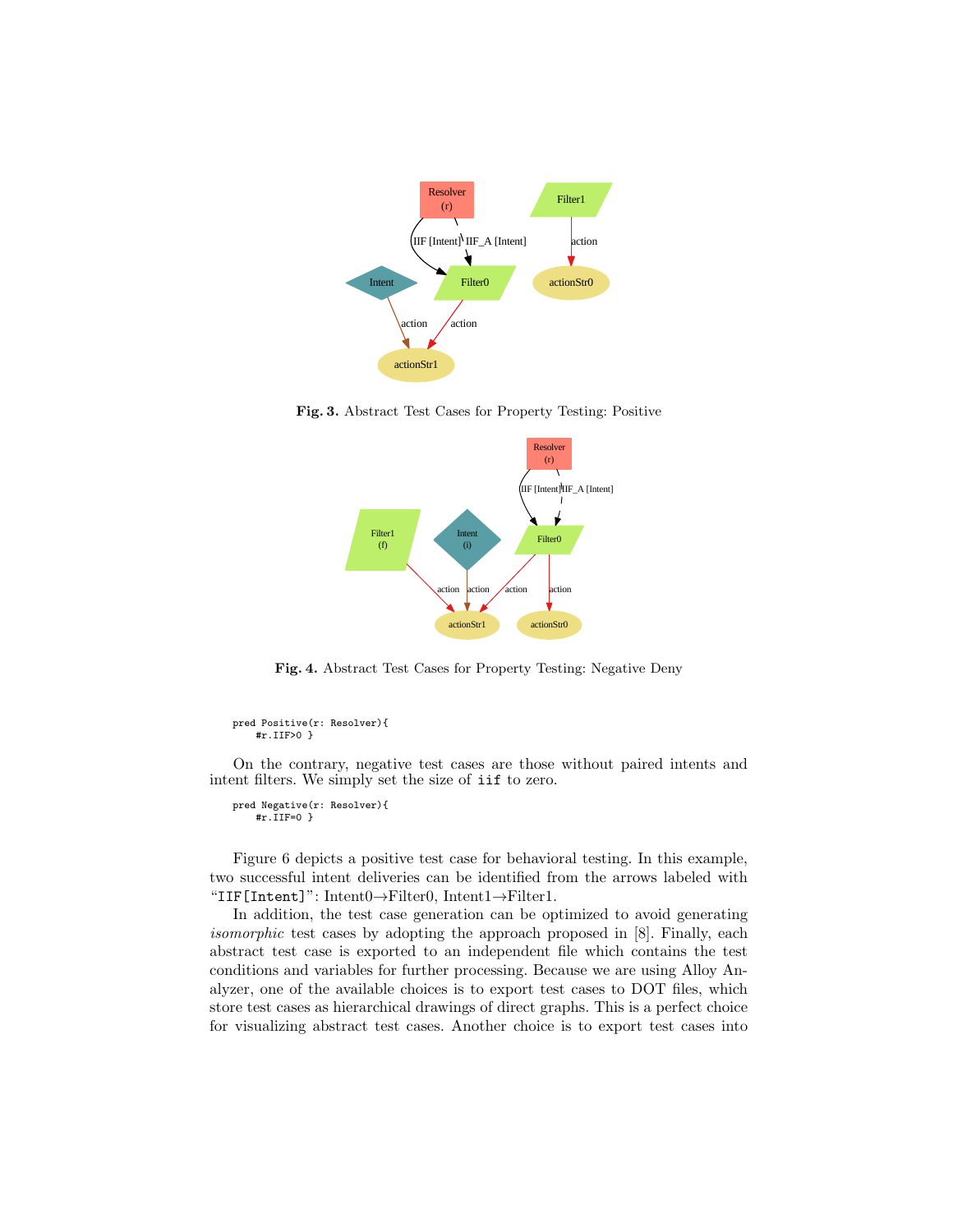Resolver
(r)

IIF [Intent]

IIF_A [Intent]

Intent

Filter0

action

action

actionStr1

Filter1

action

actionStr0

**Fig. 3.** Abstract Test Cases for Property Testing: Positive

Resolver
(r)

IIF [Intent]

IIF_A [Intent]

Filter1
(f)

Intent
(i)

Filter0

action

action

action

action

actionStr1

actionStr0

**Fig. 4.** Abstract Test Cases for Property Testing: Negative Deny

```
pred Positive(r: Resolver){
    #r.IIF>0 }
```

On the contrary, negative test cases are those without paired intents and intent filters. We simply set the size of `iif` to zero.

```
pred Negative(r: Resolver){
    #r.IIF=0 }
```

Figure 6 depicts a positive test case for behavioral testing. In this example, two successful intent deliveries can be identified from the arrows labeled with "`IIF[Intent]`": Intent0→Filter0, Intent1→Filter1.

In addition, the test case generation can be optimized to avoid generating *isomorphic* test cases by adopting the approach proposed in [8]. Finally, each abstract test case is exported to an independent file which contains the test conditions and variables for further processing. Because we are using Alloy Analyzer, one of the available choices is to export test cases to DOT files, which store test cases as hierarchical drawings of direct graphs. This is a perfect choice for visualizing abstract test cases. Another choice is to export test cases into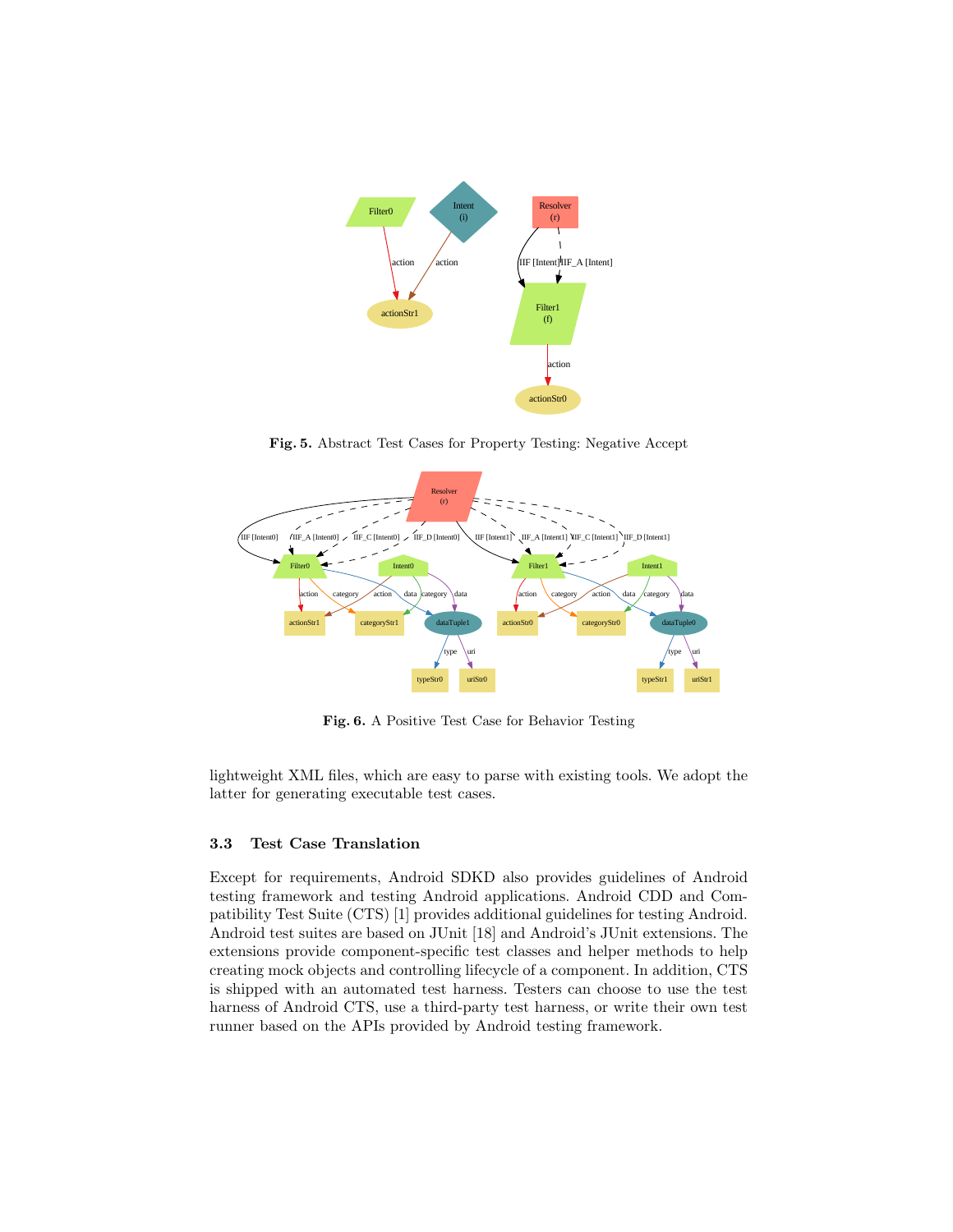Filter0

Intent
(i)

Resolver
(r)

action

action

IIF [Intent]

IIF_A [Intent]

actionStr1

Filter1
(f)

action

actionStr0

**Fig. 5.** Abstract Test Cases for Property Testing: Negative Accept

Resolver
(r)

IIF [Intent0]

IIF_A [Intent0]

IIF_C [Intent0]

IIF_D [Intent0]

IIF [Intent1]

IIF_A [Intent1]

IIF_C [Intent1]

IIF_D [Intent1]

Filter0

Intent0

Filter1

Intent1

action

category

action

data

category

data

action

category

action

data

category

data

actionStr1

categoryStr1

dataTuple1

actionStr0

categoryStr0

dataTuple0

type

uri

type

uri

typeStr0

uriStr0

typeStr1

uriStr1

**Fig. 6.** A Positive Test Case for Behavior Testing

lightweight XML files, which are easy to parse with existing tools. We adopt the latter for generating executable test cases.

### 3.3 Test Case Translation

Except for requirements, Android SDKD also provides guidelines of Android testing framework and testing Android applications. Android CDD and Compatibility Test Suite (CTS) [1] provides additional guidelines for testing Android. Android test suites are based on JUnit [18] and Android's JUnit extensions. The extensions provide component-specific test classes and helper methods to help creating mock objects and controlling lifecycle of a component. In addition, CTS is shipped with an automated test harness. Testers can choose to use the test harness of Android CTS, use a third-party test harness, or write their own test runner based on the APIs provided by Android testing framework.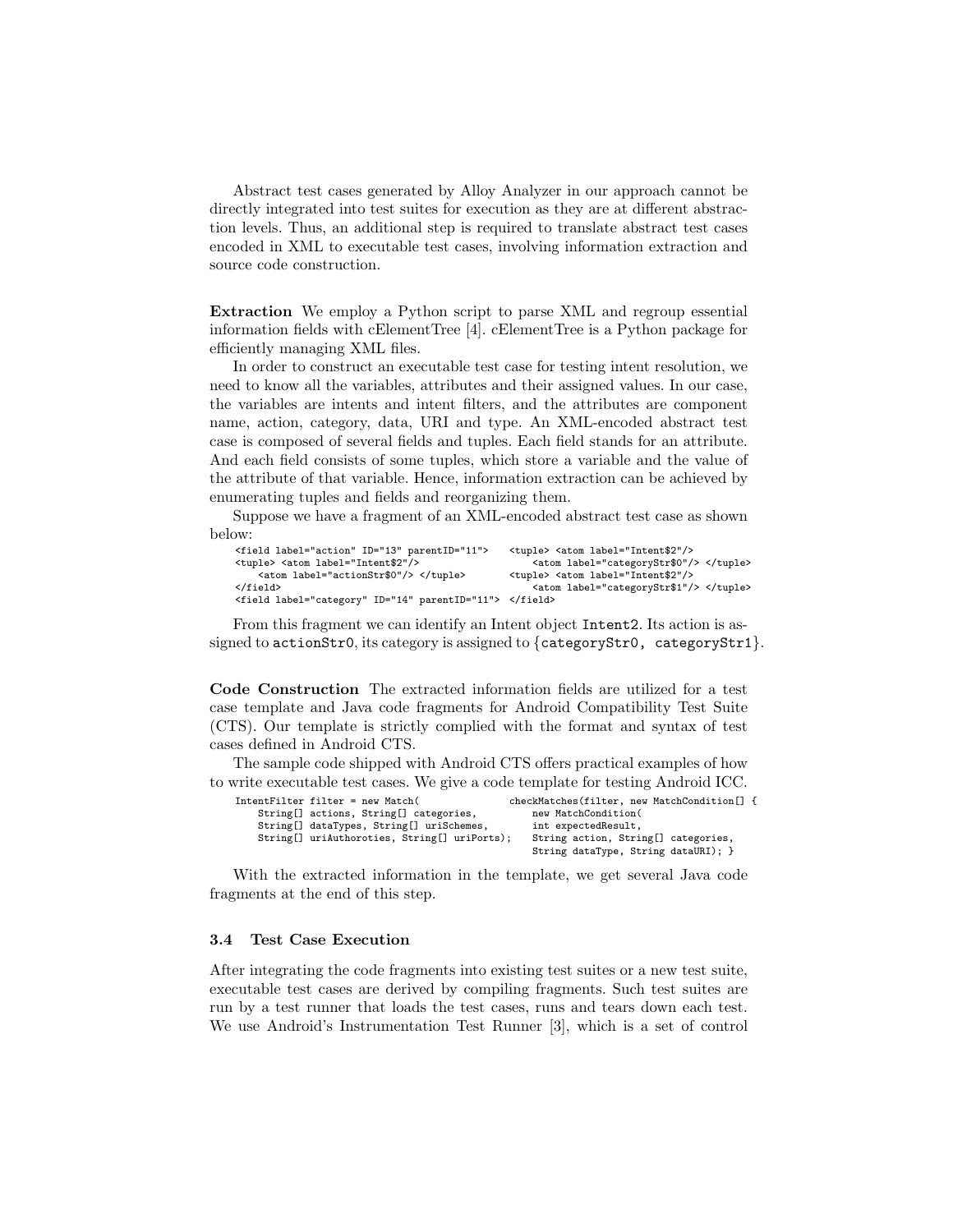Abstract test cases generated by Alloy Analyzer in our approach cannot be directly integrated into test suites for execution as they are at different abstraction levels. Thus, an additional step is required to translate abstract test cases encoded in XML to executable test cases, involving information extraction and source code construction.

**Extraction** We employ a Python script to parse XML and regroup essential information fields with cElementTree [4]. cElementTree is a Python package for efficiently managing XML files.

In order to construct an executable test case for testing intent resolution, we need to know all the variables, attributes and their assigned values. In our case, the variables are intents and intent filters, and the attributes are component name, action, category, data, URI and type. An XML-encoded abstract test case is composed of several fields and tuples. Each field stands for an attribute. And each field consists of some tuples, which store a variable and the value of the attribute of that variable. Hence, information extraction can be achieved by enumerating tuples and fields and reorganizing them.

Suppose we have a fragment of an XML-encoded abstract test case as shown below:

```
<field label="action" ID="13" parentID="11">
<tuple> <atom label="Intent$2"/>
    <atom label="actionStr$0"/> </tuple>
</field>
<field label="category" ID="14" parentID="11">
<tuple> <atom label="Intent$2"/>
    <atom label="categoryStr$0"/> </tuple>
<tuple> <atom label="Intent$2"/>
    <atom label="categoryStr$1"/> </tuple>
</field>
```

From this fragment we can identify an Intent object `Intent2`. Its action is assigned to `actionStr0`, its category is assigned to {`categoryStr0, categoryStr1`}.

**Code Construction** The extracted information fields are utilized for a test case template and Java code fragments for Android Compatibility Test Suite (CTS). Our template is strictly complied with the format and syntax of test cases defined in Android CTS.

The sample code shipped with Android CTS offers practical examples of how to write executable test cases. We give a code template for testing Android ICC.

```
IntentFilter filter = new Match(
    String[] actions, String[] categories,
    String[] dataTypes, String[] uriSchemes,
    String[] uriAuthoroties, String[] uriPorts);
checkMatches(filter, new MatchCondition[] {
    new MatchCondition(
    int expectedResult,
    String action, String[] categories,
    String dataType, String dataURI); }
```

With the extracted information in the template, we get several Java code fragments at the end of this step.

### 3.4 Test Case Execution

After integrating the code fragments into existing test suites or a new test suite, executable test cases are derived by compiling fragments. Such test suites are run by a test runner that loads the test cases, runs and tears down each test. We use Android's Instrumentation Test Runner [3], which is a set of control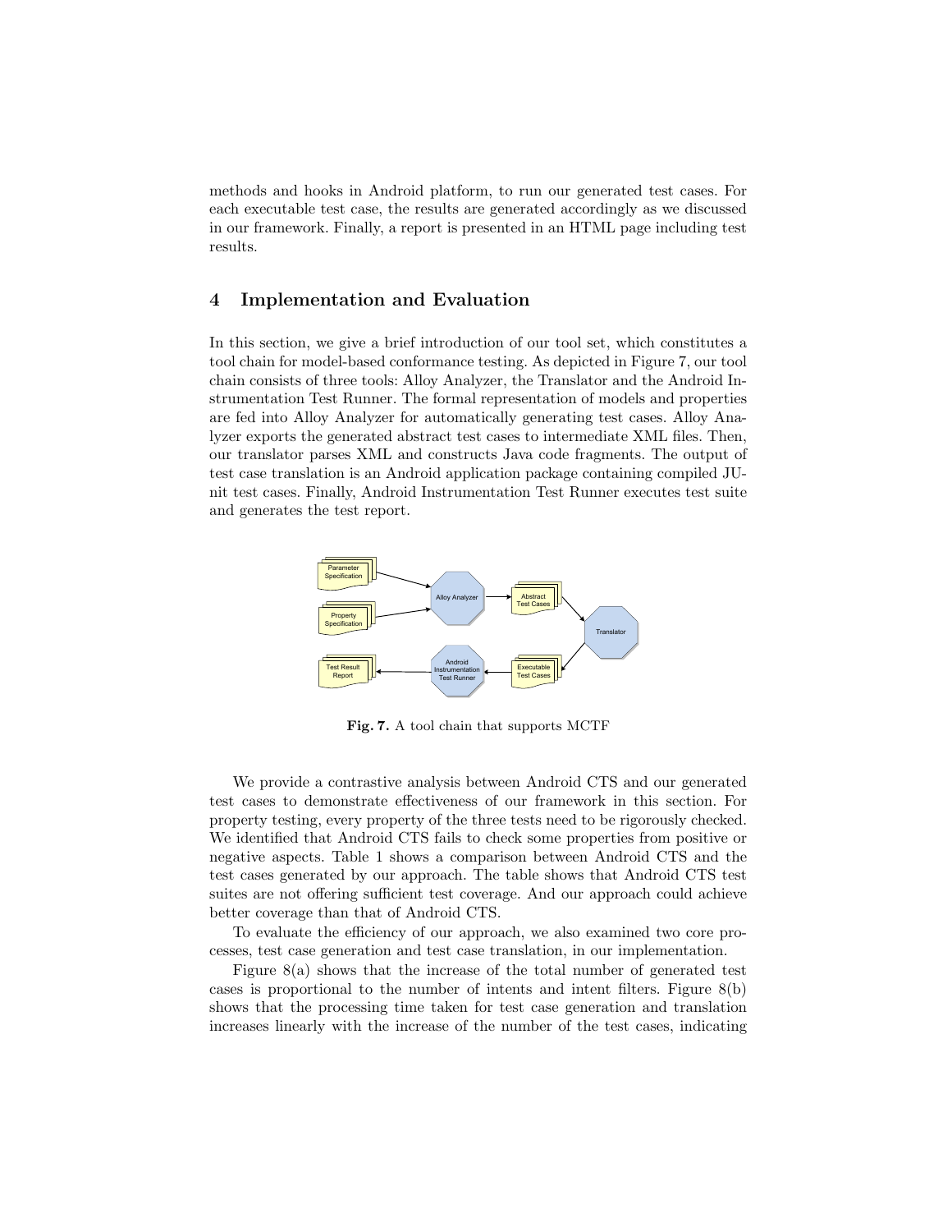methods and hooks in Android platform, to run our generated test cases. For each executable test case, the results are generated accordingly as we discussed in our framework. Finally, a report is presented in an HTML page including test results.

## 4 Implementation and Evaluation

In this section, we give a brief introduction of our tool set, which constitutes a tool chain for model-based conformance testing. As depicted in Figure 7, our tool chain consists of three tools: Alloy Analyzer, the Translator and the Android Instrumentation Test Runner. The formal representation of models and properties are fed into Alloy Analyzer for automatically generating test cases. Alloy Analyzer exports the generated abstract test cases to intermediate XML files. Then, our translator parses XML and constructs Java code fragments. The output of test case translation is an Android application package containing compiled JUnit test cases. Finally, Android Instrumentation Test Runner executes test suite and generates the test report.

Parameter Specification

Property Specification

Alloy Analyzer

Abstract Test Cases

Translator

Executable Test Cases

Android Instrumentation Test Runner

Test Result Report

**Fig. 7.** A tool chain that supports MCTF

We provide a contrastive analysis between Android CTS and our generated test cases to demonstrate effectiveness of our framework in this section. For property testing, every property of the three tests need to be rigorously checked. We identified that Android CTS fails to check some properties from positive or negative aspects. Table 1 shows a comparison between Android CTS and the test cases generated by our approach. The table shows that Android CTS test suites are not offering sufficient test coverage. And our approach could achieve better coverage than that of Android CTS.

To evaluate the efficiency of our approach, we also examined two core processes, test case generation and test case translation, in our implementation.

Figure 8(a) shows that the increase of the total number of generated test cases is proportional to the number of intents and intent filters. Figure 8(b) shows that the processing time taken for test case generation and translation increases linearly with the increase of the number of the test cases, indicating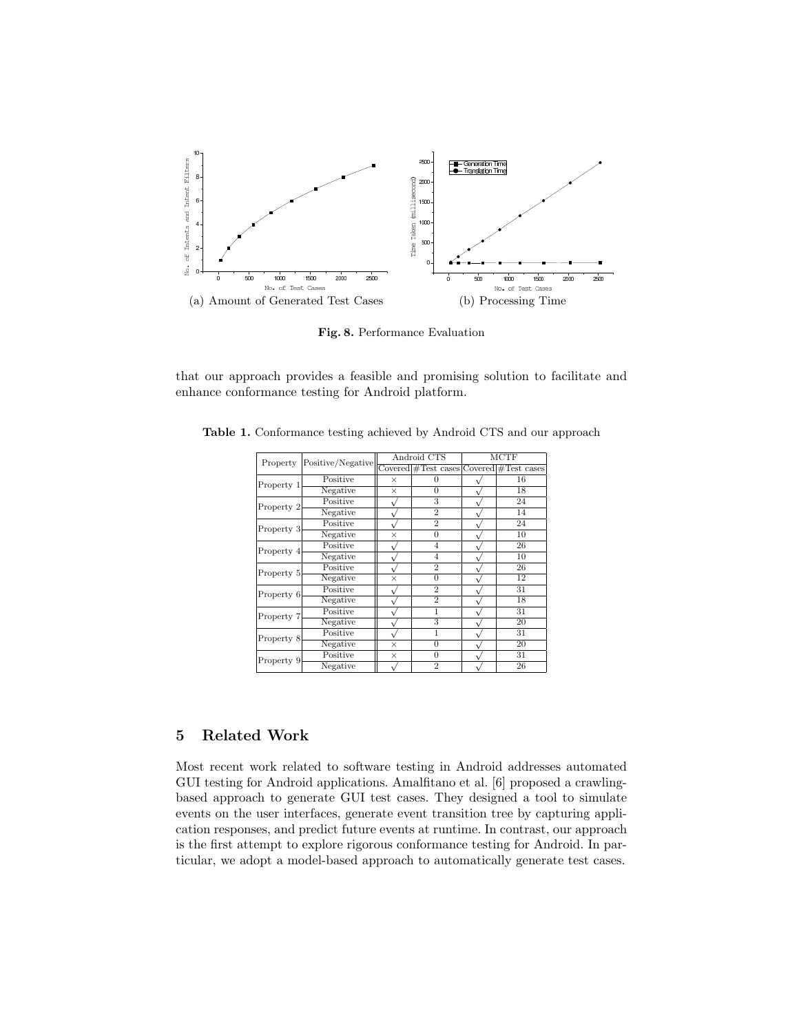10

8

6

4

2

0

No. of Intents and Intent Filters

0 500 1000 1500 2000 2500

No. of Test Cases

(a) Amount of Generated Test Cases

Generation Time

Translation Time

2500

2000

1500

1000

500

0

Time Taken (millisecond)

0 500 1000 1500 2000 2500

No. of Test Cases

(b) Processing Time

**Fig. 8.** Performance Evaluation

that our approach provides a feasible and promising solution to facilitate and enhance conformance testing for Android platform.

**Table 1.** Conformance testing achieved by Android CTS and our approach

| Property | Positive/Negative | Android CTS | | MCTF | |
|---|---|---|---|---|---|
| | | Covered | #Test cases | Covered | #Test cases |
| Property 1 | Positive | × | 0 | √ | 16 |
| | Negative | × | 0 | √ | 18 |
| Property 2 | Positive | √ | 3 | √ | 24 |
| | Negative | √ | 2 | √ | 14 |
| Property 3 | Positive | √ | 2 | √ | 24 |
| | Negative | × | 0 | √ | 10 |
| Property 4 | Positive | √ | 4 | √ | 26 |
| | Negative | √ | 4 | √ | 10 |
| Property 5 | Positive | √ | 2 | √ | 26 |
| | Negative | × | 0 | √ | 12 |
| Property 6 | Positive | √ | 2 | √ | 31 |
| | Negative | √ | 2 | √ | 18 |
| Property 7 | Positive | √ | 1 | √ | 31 |
| | Negative | √ | 3 | √ | 20 |
| Property 8 | Positive | √ | 1 | √ | 31 |
| | Negative | × | 0 | √ | 20 |
| Property 9 | Positive | × | 0 | √ | 31 |
| | Negative | √ | 2 | √ | 26 |

## 5 Related Work

Most recent work related to software testing in Android addresses automated GUI testing for Android applications. Amalfitano et al. [6] proposed a crawling-based approach to generate GUI test cases. They designed a tool to simulate events on the user interfaces, generate event transition tree by capturing application responses, and predict future events at runtime. In contrast, our approach is the first attempt to explore rigorous conformance testing for Android. In particular, we adopt a model-based approach to automatically generate test cases.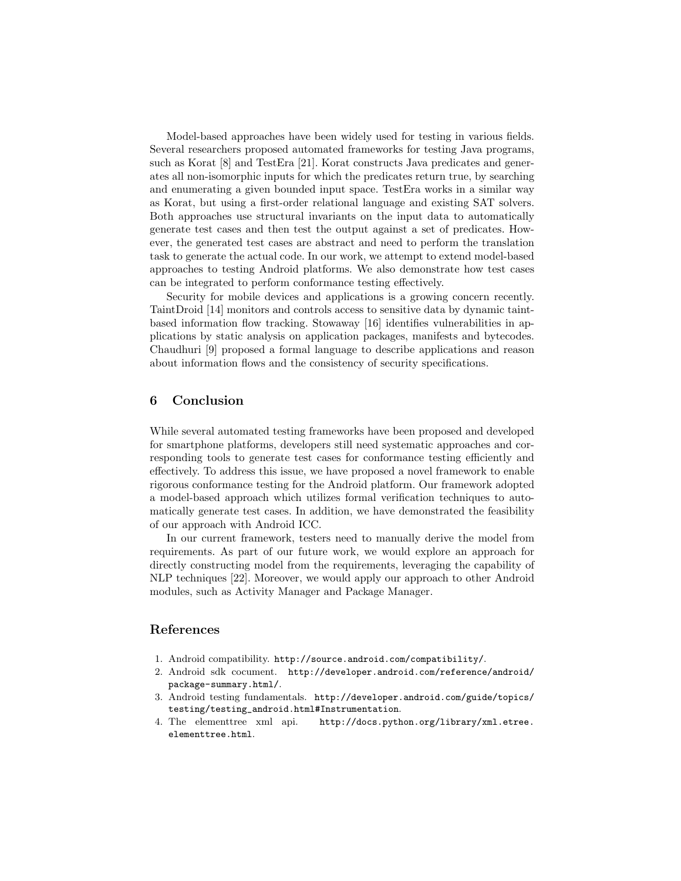Model-based approaches have been widely used for testing in various fields. Several researchers proposed automated frameworks for testing Java programs, such as Korat [8] and TestEra [21]. Korat constructs Java predicates and generates all non-isomorphic inputs for which the predicates return true, by searching and enumerating a given bounded input space. TestEra works in a similar way as Korat, but using a first-order relational language and existing SAT solvers. Both approaches use structural invariants on the input data to automatically generate test cases and then test the output against a set of predicates. However, the generated test cases are abstract and need to perform the translation task to generate the actual code. In our work, we attempt to extend model-based approaches to testing Android platforms. We also demonstrate how test cases can be integrated to perform conformance testing effectively.

Security for mobile devices and applications is a growing concern recently. TaintDroid [14] monitors and controls access to sensitive data by dynamic taint-based information flow tracking. Stowaway [16] identifies vulnerabilities in applications by static analysis on application packages, manifests and bytecodes. Chaudhuri [9] proposed a formal language to describe applications and reason about information flows and the consistency of security specifications.

## 6 Conclusion

While several automated testing frameworks have been proposed and developed for smartphone platforms, developers still need systematic approaches and corresponding tools to generate test cases for conformance testing efficiently and effectively. To address this issue, we have proposed a novel framework to enable rigorous conformance testing for the Android platform. Our framework adopted a model-based approach which utilizes formal verification techniques to automatically generate test cases. In addition, we have demonstrated the feasibility of our approach with Android ICC.

In our current framework, testers need to manually derive the model from requirements. As part of our future work, we would explore an approach for directly constructing model from the requirements, leveraging the capability of NLP techniques [22]. Moreover, we would apply our approach to other Android modules, such as Activity Manager and Package Manager.

## References

1. Android compatibility. `http://source.android.com/compatibility/`.
2. Android sdk cocument. `http://developer.android.com/reference/android/package-summary.html/`.
3. Android testing fundamentals. `http://developer.android.com/guide/topics/testing/testing_android.html#Instrumentation`.
4. The elementtree xml api. `http://docs.python.org/library/xml.etree.elementtree.html`.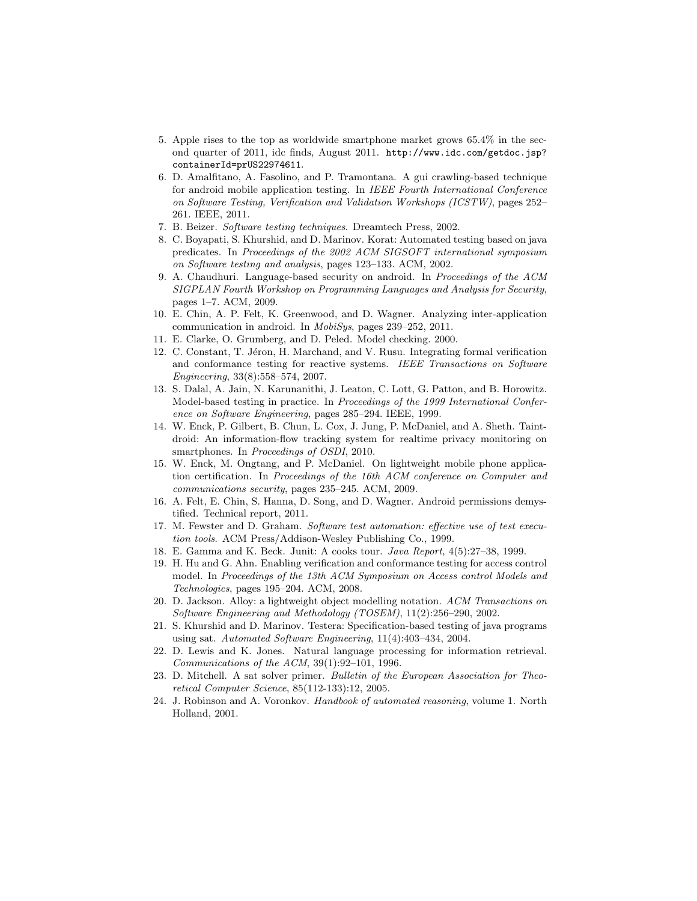5. Apple rises to the top as worldwide smartphone market grows 65.4% in the second quarter of 2011, idc finds, August 2011. `http://www.idc.com/getdoc.jsp?containerId=prUS22974611`.
6. D. Amalfitano, A. Fasolino, and P. Tramontana. A gui crawling-based technique for android mobile application testing. In *IEEE Fourth International Conference on Software Testing, Verification and Validation Workshops (ICSTW)*, pages 252–261. IEEE, 2011.
7. B. Beizer. *Software testing techniques*. Dreamtech Press, 2002.
8. C. Boyapati, S. Khurshid, and D. Marinov. Korat: Automated testing based on java predicates. In *Proceedings of the 2002 ACM SIGSOFT international symposium on Software testing and analysis*, pages 123–133. ACM, 2002.
9. A. Chaudhuri. Language-based security on android. In *Proceedings of the ACM SIGPLAN Fourth Workshop on Programming Languages and Analysis for Security*, pages 1–7. ACM, 2009.
10. E. Chin, A. P. Felt, K. Greenwood, and D. Wagner. Analyzing inter-application communication in android. In *MobiSys*, pages 239–252, 2011.
11. E. Clarke, O. Grumberg, and D. Peled. Model checking. 2000.
12. C. Constant, T. Jéron, H. Marchand, and V. Rusu. Integrating formal verification and conformance testing for reactive systems. *IEEE Transactions on Software Engineering*, 33(8):558–574, 2007.
13. S. Dalal, A. Jain, N. Karunanithi, J. Leaton, C. Lott, G. Patton, and B. Horowitz. Model-based testing in practice. In *Proceedings of the 1999 International Conference on Software Engineering*, pages 285–294. IEEE, 1999.
14. W. Enck, P. Gilbert, B. Chun, L. Cox, J. Jung, P. McDaniel, and A. Sheth. Taintdroid: An information-flow tracking system for realtime privacy monitoring on smartphones. In *Proceedings of OSDI*, 2010.
15. W. Enck, M. Ongtang, and P. McDaniel. On lightweight mobile phone application certification. In *Proceedings of the 16th ACM conference on Computer and communications security*, pages 235–245. ACM, 2009.
16. A. Felt, E. Chin, S. Hanna, D. Song, and D. Wagner. Android permissions demystified. Technical report, 2011.
17. M. Fewster and D. Graham. *Software test automation: effective use of test execution tools*. ACM Press/Addison-Wesley Publishing Co., 1999.
18. E. Gamma and K. Beck. Junit: A cooks tour. *Java Report*, 4(5):27–38, 1999.
19. H. Hu and G. Ahn. Enabling verification and conformance testing for access control model. In *Proceedings of the 13th ACM Symposium on Access control Models and Technologies*, pages 195–204. ACM, 2008.
20. D. Jackson. Alloy: a lightweight object modelling notation. *ACM Transactions on Software Engineering and Methodology (TOSEM)*, 11(2):256–290, 2002.
21. S. Khurshid and D. Marinov. Testera: Specification-based testing of java programs using sat. *Automated Software Engineering*, 11(4):403–434, 2004.
22. D. Lewis and K. Jones. Natural language processing for information retrieval. *Communications of the ACM*, 39(1):92–101, 1996.
23. D. Mitchell. A sat solver primer. *Bulletin of the European Association for Theoretical Computer Science*, 85(112-133):12, 2005.
24. J. Robinson and A. Voronkov. *Handbook of automated reasoning*, volume 1. North Holland, 2001.